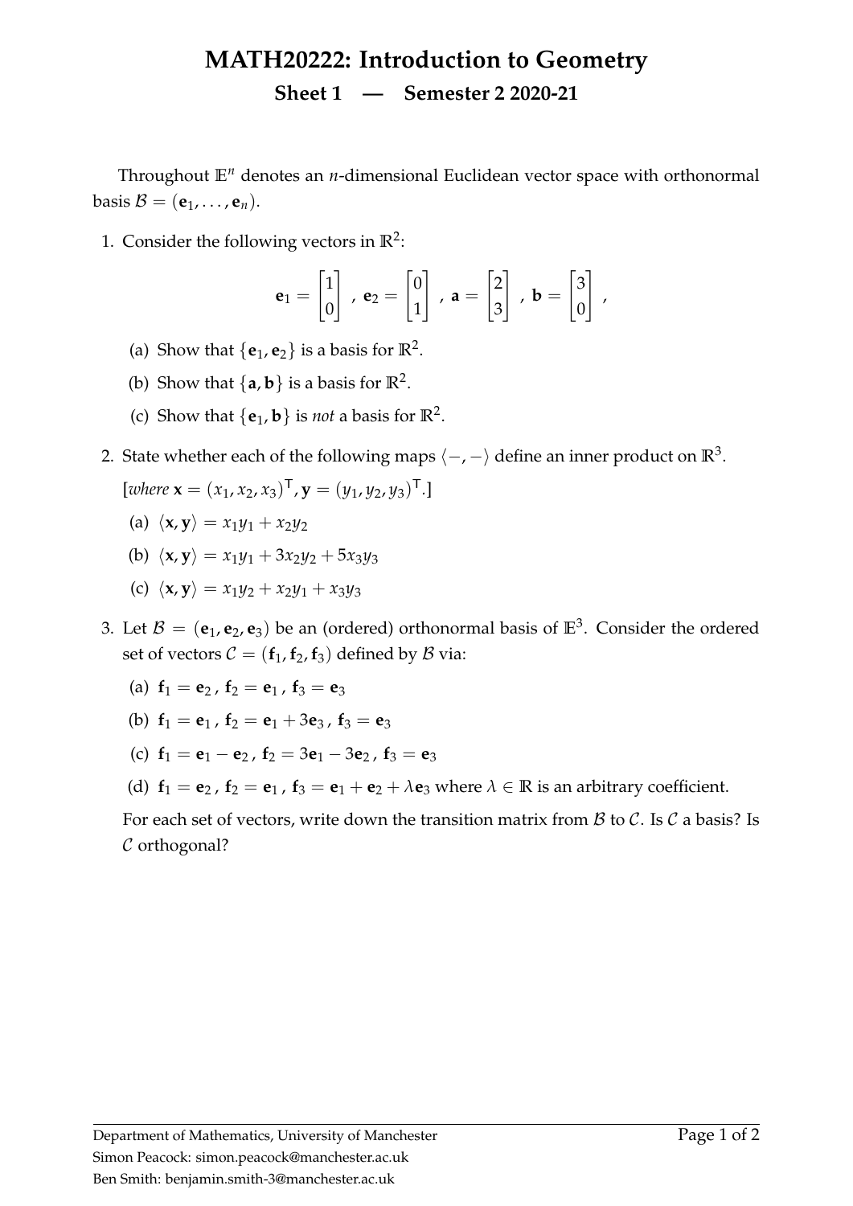# MATH20222: Introduction to Geometry

## Sheet 1 — Semester 2 2020-21

Throughout $\mathbb{E}^n$ denotes an $n$-dimensional Euclidean vector space with orthonormal basis $\mathcal{B} = (\mathbf{e}_1, \ldots, \mathbf{e}_n)$.

1. Consider the following vectors in $\mathbb{R}^2$:

$$\mathbf{e}_1 = \begin{bmatrix} 1 \\ 0 \end{bmatrix}, \ \mathbf{e}_2 = \begin{bmatrix} 0 \\ 1 \end{bmatrix}, \ \mathbf{a} = \begin{bmatrix} 2 \\ 3 \end{bmatrix}, \ \mathbf{b} = \begin{bmatrix} 3 \\ 0 \end{bmatrix},$$

   (a) Show that $\{\mathbf{e}_1, \mathbf{e}_2\}$ is a basis for $\mathbb{R}^2$.

   (b) Show that $\{\mathbf{a}, \mathbf{b}\}$ is a basis for $\mathbb{R}^2$.

   (c) Show that $\{\mathbf{e}_1, \mathbf{b}\}$ is *not* a basis for $\mathbb{R}^2$.

2. State whether each of the following maps $\langle -, - \rangle$ define an inner product on $\mathbb{R}^3$.

   [*where* $\mathbf{x} = (x_1, x_2, x_3)^\mathsf{T}, \mathbf{y} = (y_1, y_2, y_3)^\mathsf{T}$.]

   (a) $\langle \mathbf{x}, \mathbf{y} \rangle = x_1 y_1 + x_2 y_2$

   (b) $\langle \mathbf{x}, \mathbf{y} \rangle = x_1 y_1 + 3x_2 y_2 + 5x_3 y_3$

   (c) $\langle \mathbf{x}, \mathbf{y} \rangle = x_1 y_2 + x_2 y_1 + x_3 y_3$

3. Let $\mathcal{B} = (\mathbf{e}_1, \mathbf{e}_2, \mathbf{e}_3)$ be an (ordered) orthonormal basis of $\mathbb{E}^3$. Consider the ordered set of vectors $\mathcal{C} = (\mathbf{f}_1, \mathbf{f}_2, \mathbf{f}_3)$ defined by $\mathcal{B}$ via:

   (a) $\mathbf{f}_1 = \mathbf{e}_2$, $\mathbf{f}_2 = \mathbf{e}_1$, $\mathbf{f}_3 = \mathbf{e}_3$

   (b) $\mathbf{f}_1 = \mathbf{e}_1$, $\mathbf{f}_2 = \mathbf{e}_1 + 3\mathbf{e}_3$, $\mathbf{f}_3 = \mathbf{e}_3$

   (c) $\mathbf{f}_1 = \mathbf{e}_1 - \mathbf{e}_2$, $\mathbf{f}_2 = 3\mathbf{e}_1 - 3\mathbf{e}_2$, $\mathbf{f}_3 = \mathbf{e}_3$

   (d) $\mathbf{f}_1 = \mathbf{e}_2$, $\mathbf{f}_2 = \mathbf{e}_1$, $\mathbf{f}_3 = \mathbf{e}_1 + \mathbf{e}_2 + \lambda \mathbf{e}_3$ where $\lambda \in \mathbb{R}$ is an arbitrary coefficient.

   For each set of vectors, write down the transition matrix from $\mathcal{B}$ to $\mathcal{C}$. Is $\mathcal{C}$ a basis? Is $\mathcal{C}$ orthogonal?

Department of Mathematics, University of Manchester
Simon Peacock: simon.peacock@manchester.ac.uk
Ben Smith: benjamin.smith-3@manchester.ac.uk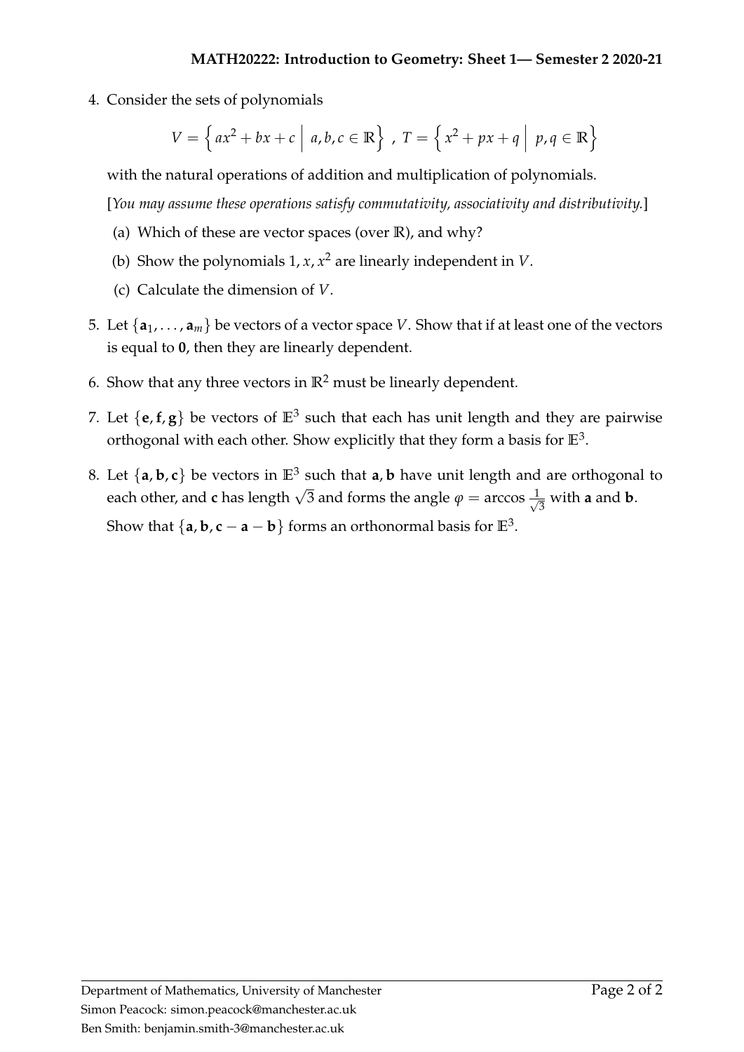4. Consider the sets of polynomials

$$V = \left\{ ax^2 + bx + c \;\middle|\; a, b, c \in \mathbb{R} \right\} \;,\; T = \left\{ x^2 + px + q \;\middle|\; p, q \in \mathbb{R} \right\}$$

with the natural operations of addition and multiplication of polynomials.

[*You may assume these operations satisfy commutativity, associativity and distributivity.*]

   (a) Which of these are vector spaces (over $\mathbb{R}$), and why?

   (b) Show the polynomials $1, x, x^2$ are linearly independent in $V$.

   (c) Calculate the dimension of $V$.

5. Let $\{\mathbf{a}_1, \ldots, \mathbf{a}_m\}$ be vectors of a vector space $V$. Show that if at least one of the vectors is equal to $\mathbf{0}$, then they are linearly dependent.

6. Show that any three vectors in $\mathbb{R}^2$ must be linearly dependent.

7. Let $\{\mathbf{e}, \mathbf{f}, \mathbf{g}\}$ be vectors of $\mathbb{E}^3$ such that each has unit length and they are pairwise orthogonal with each other. Show explicitly that they form a basis for $\mathbb{E}^3$.

8. Let $\{\mathbf{a}, \mathbf{b}, \mathbf{c}\}$ be vectors in $\mathbb{E}^3$ such that $\mathbf{a}, \mathbf{b}$ have unit length and are orthogonal to each other, and $\mathbf{c}$ has length $\sqrt{3}$ and forms the angle $\varphi = \arccos \frac{1}{\sqrt{3}}$ with $\mathbf{a}$ and $\mathbf{b}$.

   Show that $\{\mathbf{a}, \mathbf{b}, \mathbf{c} - \mathbf{a} - \mathbf{b}\}$ forms an orthonormal basis for $\mathbb{E}^3$.